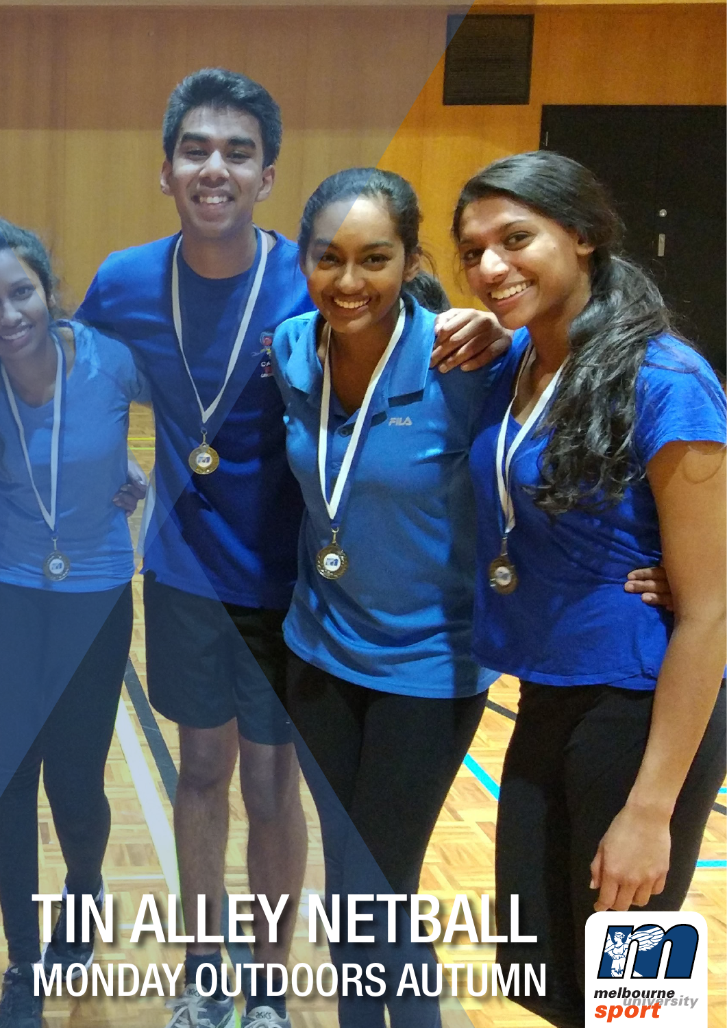# TIN ALLEY NETBALL

## MONDAY OUTDOORS AUTUMN

melbourne university sport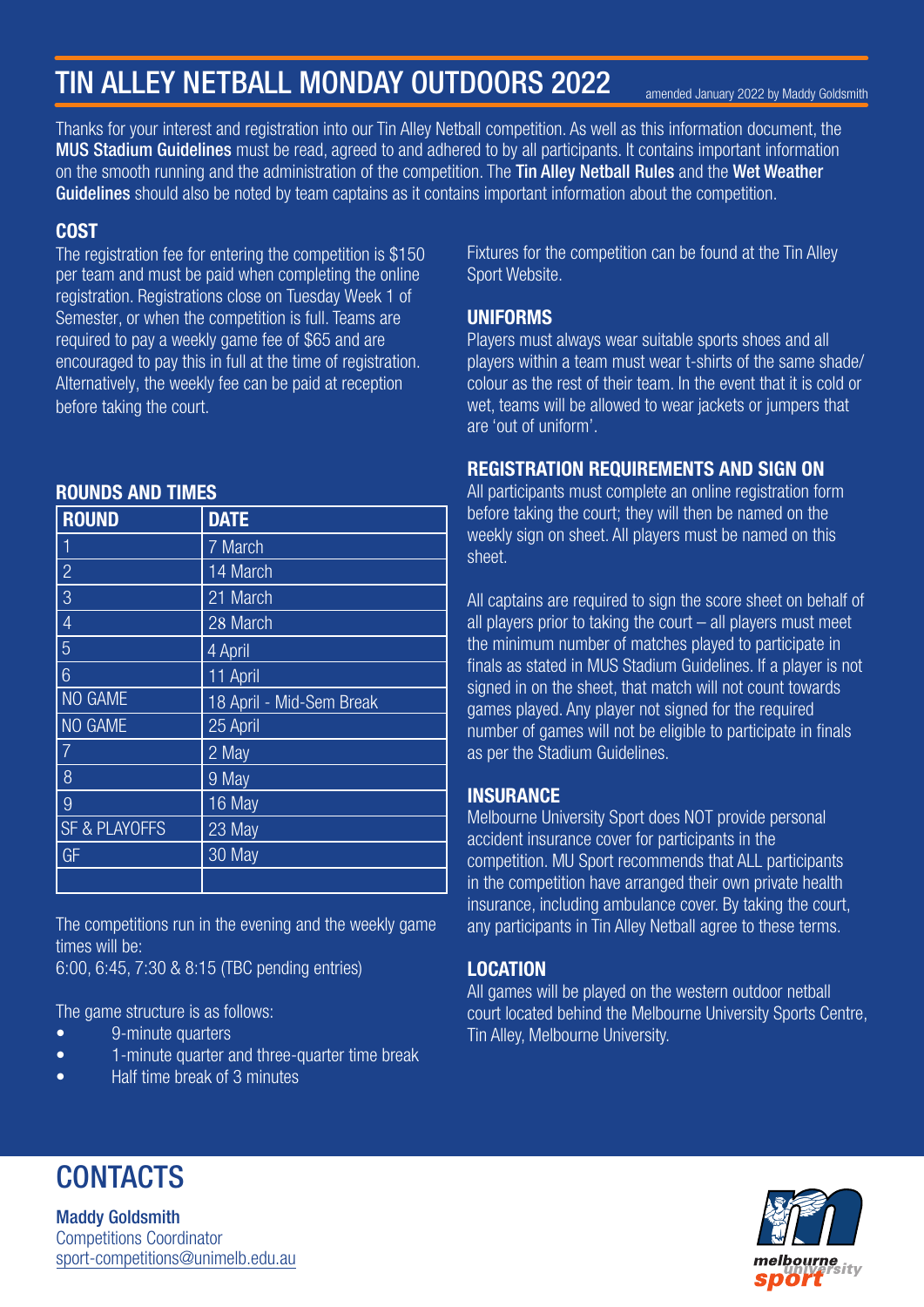# TIN ALLEY NETBALL MONDAY OUTDOORS 2022

amended January 2022 by Maddy Goldsmith

Thanks for your interest and registration into our Tin Alley Netball competition. As well as this information document, the **MUS Stadium Guidelines** must be read, agreed to and adhered to by all participants. It contains important information on the smooth running and the administration of the competition. The **Tin Alley Netball Rules** and the **Wet Weather Guidelines** should also be noted by team captains as it contains important information about the competition.

## COST

The registration fee for entering the competition is $150 per team and must be paid when completing the online registration. Registrations close on Tuesday Week 1 of Semester, or when the competition is full. Teams are required to pay a weekly game fee of $65 and are encouraged to pay this in full at the time of registration. Alternatively, the weekly fee can be paid at reception before taking the court.

## ROUNDS AND TIMES

| ROUND | DATE |
|---|---|
| 1 | 7 March |
| 2 | 14 March |
| 3 | 21 March |
| 4 | 28 March |
| 5 | 4 April |
| 6 | 11 April |
| NO GAME | 18 April - Mid-Sem Break |
| NO GAME | 25 April |
| 7 | 2 May |
| 8 | 9 May |
| 9 | 16 May |
| SF & PLAYOFFS | 23 May |
| GF | 30 May |
| | |

The competitions run in the evening and the weekly game times will be:
6:00, 6:45, 7:30 & 8:15 (TBC pending entries)

The game structure is as follows:

- 9-minute quarters
- 1-minute quarter and three-quarter time break
- Half time break of 3 minutes

Fixtures for the competition can be found at the Tin Alley Sport Website.

## UNIFORMS

Players must always wear suitable sports shoes and all players within a team must wear t-shirts of the same shade/ colour as the rest of their team. In the event that it is cold or wet, teams will be allowed to wear jackets or jumpers that are 'out of uniform'.

## REGISTRATION REQUIREMENTS AND SIGN ON

All participants must complete an online registration form before taking the court; they will then be named on the weekly sign on sheet. All players must be named on this sheet.

All captains are required to sign the score sheet on behalf of all players prior to taking the court – all players must meet the minimum number of matches played to participate in finals as stated in MUS Stadium Guidelines. If a player is not signed in on the sheet, that match will not count towards games played. Any player not signed for the required number of games will not be eligible to participate in finals as per the Stadium Guidelines.

## INSURANCE

Melbourne University Sport does NOT provide personal accident insurance cover for participants in the competition. MU Sport recommends that ALL participants in the competition have arranged their own private health insurance, including ambulance cover. By taking the court, any participants in Tin Alley Netball agree to these terms.

## LOCATION

All games will be played on the western outdoor netball court located behind the Melbourne University Sports Centre, Tin Alley, Melbourne University.

# CONTACTS

**Maddy Goldsmith**
Competitions Coordinator
sport-competitions@unimelb.edu.au

melbourne university sport